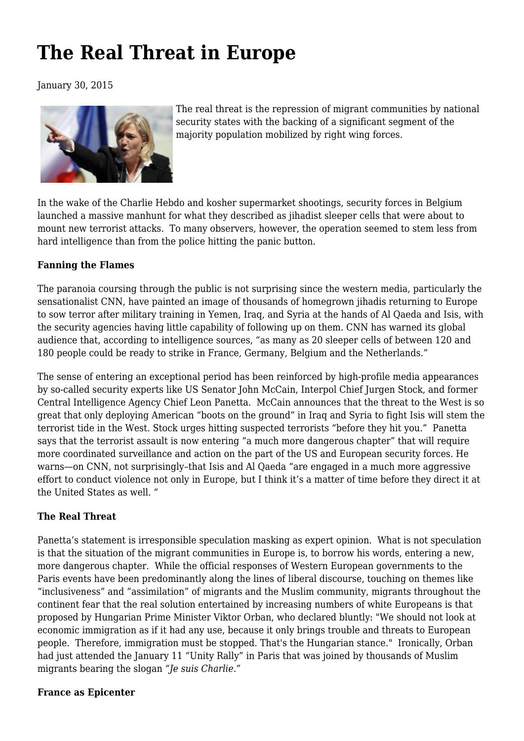# The Real Threat in Europe

January 30, 2015

The real threat is the repression of migrant communities by national security states with the backing of a significant segment of the majority population mobilized by right wing forces.

In the wake of the Charlie Hebdo and kosher supermarket shootings, security forces in Belgium launched a massive manhunt for what they described as jihadist sleeper cells that were about to mount new terrorist attacks. To many observers, however, the operation seemed to stem less from hard intelligence than from the police hitting the panic button.

**Fanning the Flames**

The paranoia coursing through the public is not surprising since the western media, particularly the sensationalist CNN, have painted an image of thousands of homegrown jihadis returning to Europe to sow terror after military training in Yemen, Iraq, and Syria at the hands of Al Qaeda and Isis, with the security agencies having little capability of following up on them. CNN has warned its global audience that, according to intelligence sources, "as many as 20 sleeper cells of between 120 and 180 people could be ready to strike in France, Germany, Belgium and the Netherlands."

The sense of entering an exceptional period has been reinforced by high-profile media appearances by so-called security experts like US Senator John McCain, Interpol Chief Jurgen Stock, and former Central Intelligence Agency Chief Leon Panetta. McCain announces that the threat to the West is so great that only deploying American "boots on the ground" in Iraq and Syria to fight Isis will stem the terrorist tide in the West. Stock urges hitting suspected terrorists "before they hit you." Panetta says that the terrorist assault is now entering "a much more dangerous chapter" that will require more coordinated surveillance and action on the part of the US and European security forces. He warns—on CNN, not surprisingly–that Isis and Al Qaeda "are engaged in a much more aggressive effort to conduct violence not only in Europe, but I think it's a matter of time before they direct it at the United States as well. "

**The Real Threat**

Panetta's statement is irresponsible speculation masking as expert opinion. What is not speculation is that the situation of the migrant communities in Europe is, to borrow his words, entering a new, more dangerous chapter. While the official responses of Western European governments to the Paris events have been predominantly along the lines of liberal discourse, touching on themes like "inclusiveness" and "assimilation" of migrants and the Muslim community, migrants throughout the continent fear that the real solution entertained by increasing numbers of white Europeans is that proposed by Hungarian Prime Minister Viktor Orban, who declared bluntly: "We should not look at economic immigration as if it had any use, because it only brings trouble and threats to European people. Therefore, immigration must be stopped. That's the Hungarian stance." Ironically, Orban had just attended the January 11 "Unity Rally" in Paris that was joined by thousands of Muslim migrants bearing the slogan *"Je suis Charlie."*

**France as Epicenter**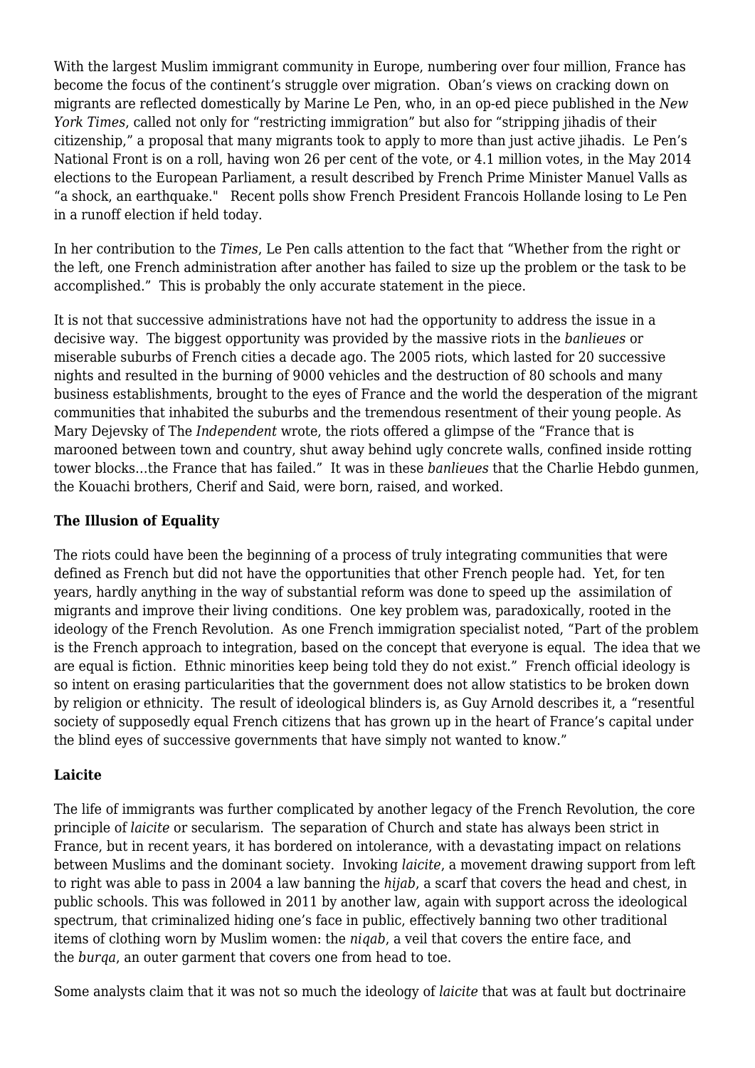With the largest Muslim immigrant community in Europe, numbering over four million, France has become the focus of the continent's struggle over migration. Oban's views on cracking down on migrants are reflected domestically by Marine Le Pen, who, in an op-ed piece published in the *New York Times*, called not only for "restricting immigration" but also for "stripping jihadis of their citizenship," a proposal that many migrants took to apply to more than just active jihadis. Le Pen's National Front is on a roll, having won 26 per cent of the vote, or 4.1 million votes, in the May 2014 elections to the European Parliament, a result described by French Prime Minister Manuel Valls as "a shock, an earthquake." Recent polls show French President Francois Hollande losing to Le Pen in a runoff election if held today.

In her contribution to the *Times*, Le Pen calls attention to the fact that "Whether from the right or the left, one French administration after another has failed to size up the problem or the task to be accomplished." This is probably the only accurate statement in the piece.

It is not that successive administrations have not had the opportunity to address the issue in a decisive way. The biggest opportunity was provided by the massive riots in the *banlieues* or miserable suburbs of French cities a decade ago. The 2005 riots, which lasted for 20 successive nights and resulted in the burning of 9000 vehicles and the destruction of 80 schools and many business establishments, brought to the eyes of France and the world the desperation of the migrant communities that inhabited the suburbs and the tremendous resentment of their young people. As Mary Dejevsky of The *Independent* wrote, the riots offered a glimpse of the "France that is marooned between town and country, shut away behind ugly concrete walls, confined inside rotting tower blocks…the France that has failed." It was in these *banlieues* that the Charlie Hebdo gunmen, the Kouachi brothers, Cherif and Said, were born, raised, and worked.

**The Illusion of Equality**

The riots could have been the beginning of a process of truly integrating communities that were defined as French but did not have the opportunities that other French people had. Yet, for ten years, hardly anything in the way of substantial reform was done to speed up the assimilation of migrants and improve their living conditions. One key problem was, paradoxically, rooted in the ideology of the French Revolution. As one French immigration specialist noted, "Part of the problem is the French approach to integration, based on the concept that everyone is equal. The idea that we are equal is fiction. Ethnic minorities keep being told they do not exist." French official ideology is so intent on erasing particularities that the government does not allow statistics to be broken down by religion or ethnicity. The result of ideological blinders is, as Guy Arnold describes it, a "resentful society of supposedly equal French citizens that has grown up in the heart of France's capital under the blind eyes of successive governments that have simply not wanted to know."

**Laicite**

The life of immigrants was further complicated by another legacy of the French Revolution, the core principle of *laicite* or secularism. The separation of Church and state has always been strict in France, but in recent years, it has bordered on intolerance, with a devastating impact on relations between Muslims and the dominant society. Invoking *laicite*, a movement drawing support from left to right was able to pass in 2004 a law banning the *hijab*, a scarf that covers the head and chest, in public schools. This was followed in 2011 by another law, again with support across the ideological spectrum, that criminalized hiding one's face in public, effectively banning two other traditional items of clothing worn by Muslim women: the *niqab*, a veil that covers the entire face, and the *burqa*, an outer garment that covers one from head to toe.

Some analysts claim that it was not so much the ideology of *laicite* that was at fault but doctrinaire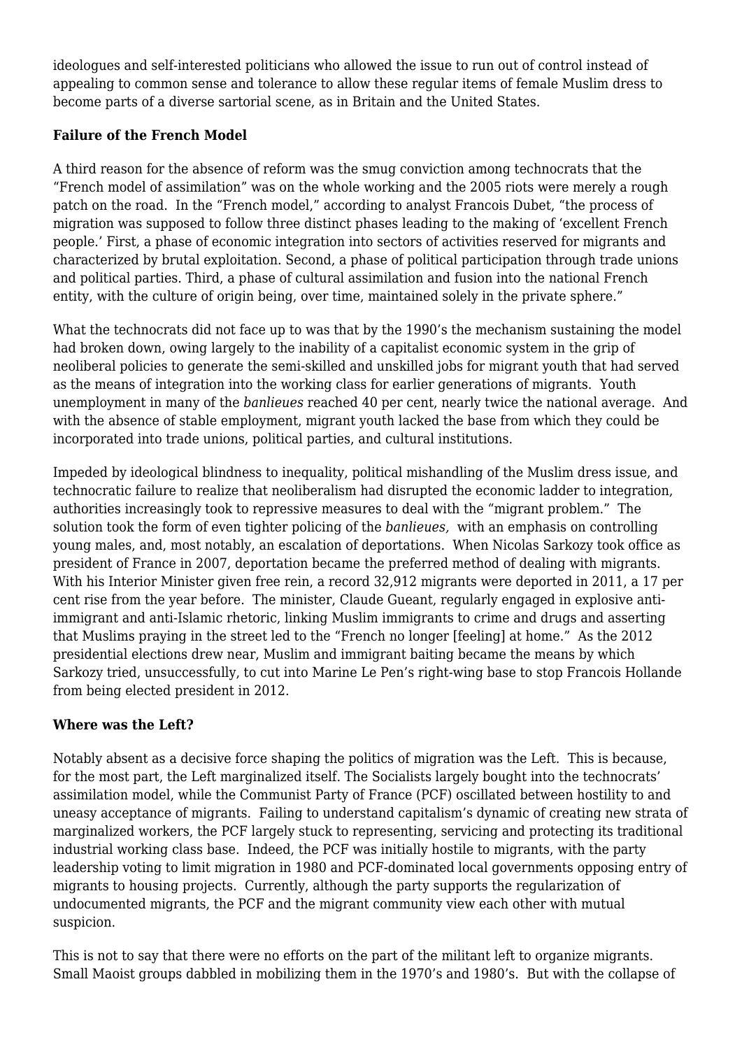ideologues and self-interested politicians who allowed the issue to run out of control instead of appealing to common sense and tolerance to allow these regular items of female Muslim dress to become parts of a diverse sartorial scene, as in Britain and the United States.

**Failure of the French Model**

A third reason for the absence of reform was the smug conviction among technocrats that the "French model of assimilation" was on the whole working and the 2005 riots were merely a rough patch on the road. In the "French model," according to analyst Francois Dubet, "the process of migration was supposed to follow three distinct phases leading to the making of 'excellent French people.' First, a phase of economic integration into sectors of activities reserved for migrants and characterized by brutal exploitation. Second, a phase of political participation through trade unions and political parties. Third, a phase of cultural assimilation and fusion into the national French entity, with the culture of origin being, over time, maintained solely in the private sphere."

What the technocrats did not face up to was that by the 1990's the mechanism sustaining the model had broken down, owing largely to the inability of a capitalist economic system in the grip of neoliberal policies to generate the semi-skilled and unskilled jobs for migrant youth that had served as the means of integration into the working class for earlier generations of migrants. Youth unemployment in many of the *banlieues* reached 40 per cent, nearly twice the national average. And with the absence of stable employment, migrant youth lacked the base from which they could be incorporated into trade unions, political parties, and cultural institutions.

Impeded by ideological blindness to inequality, political mishandling of the Muslim dress issue, and technocratic failure to realize that neoliberalism had disrupted the economic ladder to integration, authorities increasingly took to repressive measures to deal with the "migrant problem." The solution took the form of even tighter policing of the *banlieues,* with an emphasis on controlling young males, and, most notably, an escalation of deportations. When Nicolas Sarkozy took office as president of France in 2007, deportation became the preferred method of dealing with migrants. With his Interior Minister given free rein, a record 32,912 migrants were deported in 2011, a 17 per cent rise from the year before. The minister, Claude Gueant, regularly engaged in explosive anti-immigrant and anti-Islamic rhetoric, linking Muslim immigrants to crime and drugs and asserting that Muslims praying in the street led to the "French no longer [feeling] at home." As the 2012 presidential elections drew near, Muslim and immigrant baiting became the means by which Sarkozy tried, unsuccessfully, to cut into Marine Le Pen's right-wing base to stop Francois Hollande from being elected president in 2012.

**Where was the Left?**

Notably absent as a decisive force shaping the politics of migration was the Left. This is because, for the most part, the Left marginalized itself. The Socialists largely bought into the technocrats' assimilation model, while the Communist Party of France (PCF) oscillated between hostility to and uneasy acceptance of migrants. Failing to understand capitalism's dynamic of creating new strata of marginalized workers, the PCF largely stuck to representing, servicing and protecting its traditional industrial working class base. Indeed, the PCF was initially hostile to migrants, with the party leadership voting to limit migration in 1980 and PCF-dominated local governments opposing entry of migrants to housing projects. Currently, although the party supports the regularization of undocumented migrants, the PCF and the migrant community view each other with mutual suspicion.

This is not to say that there were no efforts on the part of the militant left to organize migrants. Small Maoist groups dabbled in mobilizing them in the 1970's and 1980's. But with the collapse of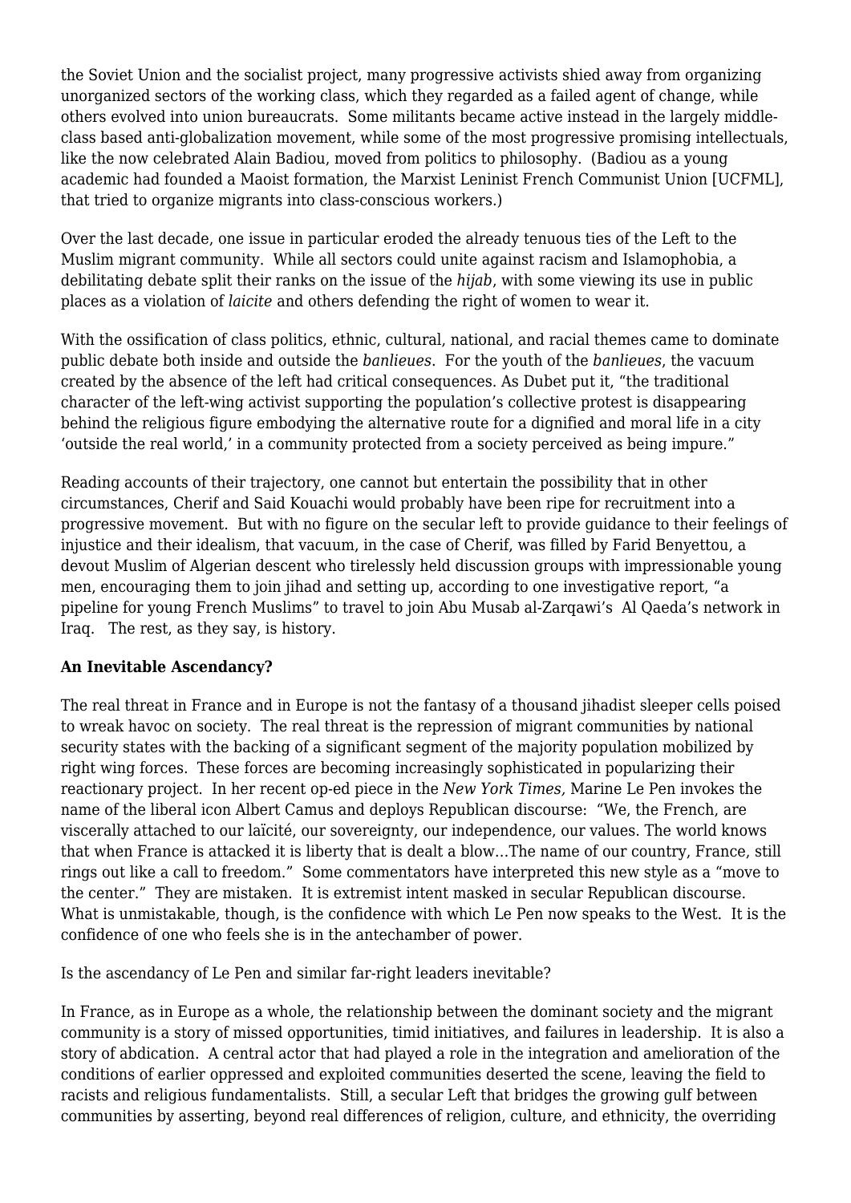the Soviet Union and the socialist project, many progressive activists shied away from organizing unorganized sectors of the working class, which they regarded as a failed agent of change, while others evolved into union bureaucrats. Some militants became active instead in the largely middle-class based anti-globalization movement, while some of the most progressive promising intellectuals, like the now celebrated Alain Badiou, moved from politics to philosophy. (Badiou as a young academic had founded a Maoist formation, the Marxist Leninist French Communist Union [UCFML], that tried to organize migrants into class-conscious workers.)

Over the last decade, one issue in particular eroded the already tenuous ties of the Left to the Muslim migrant community. While all sectors could unite against racism and Islamophobia, a debilitating debate split their ranks on the issue of the *hijab*, with some viewing its use in public places as a violation of *laicite* and others defending the right of women to wear it.

With the ossification of class politics, ethnic, cultural, national, and racial themes came to dominate public debate both inside and outside the *banlieues*. For the youth of the *banlieues*, the vacuum created by the absence of the left had critical consequences. As Dubet put it, "the traditional character of the left-wing activist supporting the population's collective protest is disappearing behind the religious figure embodying the alternative route for a dignified and moral life in a city 'outside the real world,' in a community protected from a society perceived as being impure."

Reading accounts of their trajectory, one cannot but entertain the possibility that in other circumstances, Cherif and Said Kouachi would probably have been ripe for recruitment into a progressive movement. But with no figure on the secular left to provide guidance to their feelings of injustice and their idealism, that vacuum, in the case of Cherif, was filled by Farid Benyettou, a devout Muslim of Algerian descent who tirelessly held discussion groups with impressionable young men, encouraging them to join jihad and setting up, according to one investigative report, "a pipeline for young French Muslims" to travel to join Abu Musab al-Zarqawi's Al Qaeda's network in Iraq. The rest, as they say, is history.

**An Inevitable Ascendancy?**

The real threat in France and in Europe is not the fantasy of a thousand jihadist sleeper cells poised to wreak havoc on society. The real threat is the repression of migrant communities by national security states with the backing of a significant segment of the majority population mobilized by right wing forces. These forces are becoming increasingly sophisticated in popularizing their reactionary project. In her recent op-ed piece in the *New York Times,* Marine Le Pen invokes the name of the liberal icon Albert Camus and deploys Republican discourse: "We, the French, are viscerally attached to our laïcité, our sovereignty, our independence, our values. The world knows that when France is attacked it is liberty that is dealt a blow…The name of our country, France, still rings out like a call to freedom." Some commentators have interpreted this new style as a "move to the center." They are mistaken. It is extremist intent masked in secular Republican discourse. What is unmistakable, though, is the confidence with which Le Pen now speaks to the West. It is the confidence of one who feels she is in the antechamber of power.

Is the ascendancy of Le Pen and similar far-right leaders inevitable?

In France, as in Europe as a whole, the relationship between the dominant society and the migrant community is a story of missed opportunities, timid initiatives, and failures in leadership. It is also a story of abdication. A central actor that had played a role in the integration and amelioration of the conditions of earlier oppressed and exploited communities deserted the scene, leaving the field to racists and religious fundamentalists. Still, a secular Left that bridges the growing gulf between communities by asserting, beyond real differences of religion, culture, and ethnicity, the overriding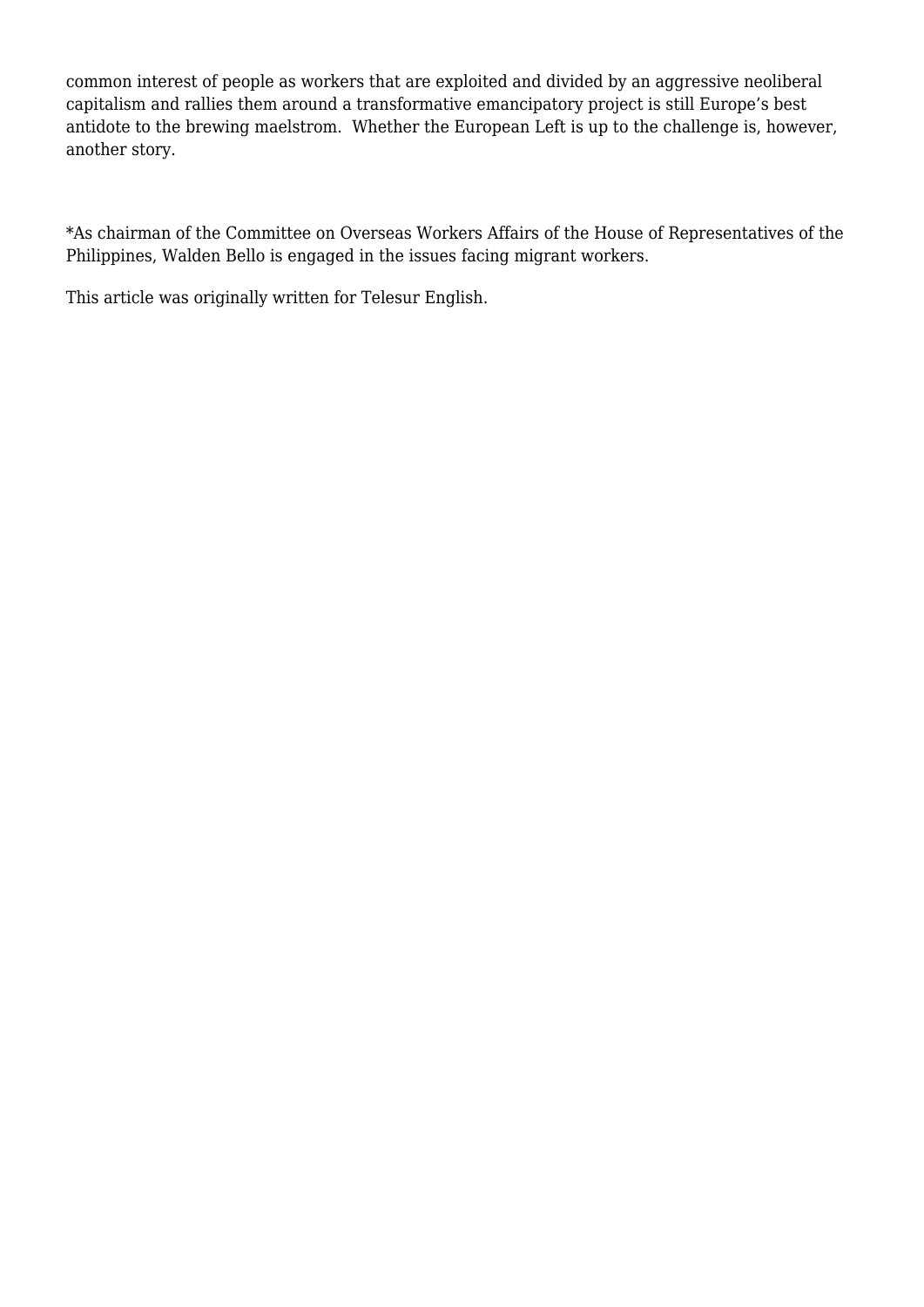common interest of people as workers that are exploited and divided by an aggressive neoliberal capitalism and rallies them around a transformative emancipatory project is still Europe's best antidote to the brewing maelstrom.  Whether the European Left is up to the challenge is, however, another story.

*As chairman of the Committee on Overseas Workers Affairs of the House of Representatives of the Philippines, Walden Bello is engaged in the issues facing migrant workers.

This article was originally written for Telesur English.